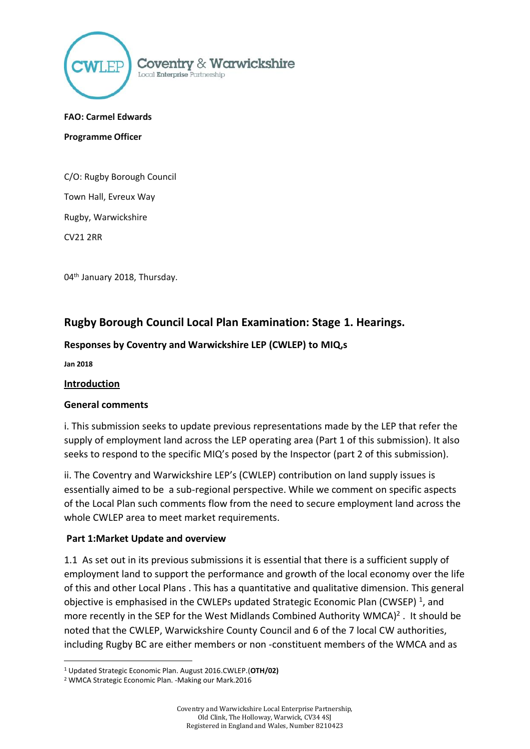**FAO: Carmel Edwards**

**Programme Officer**

C/O: Rugby Borough Council

Town Hall, Evreux Way

Rugby, Warwickshire

CV21 2RR

04th January 2018, Thursday.

## Rugby Borough Council Local Plan Examination: Stage 1. Hearings.

### Responses by Coventry and Warwickshire LEP (CWLEP) to MIQ,s

**Jan 2018**

**Introduction**

**General comments**

i. This submission seeks to update previous representations made by the LEP that refer the supply of employment land across the LEP operating area (Part 1 of this submission). It also seeks to respond to the specific MIQ's posed by the Inspector (part 2 of this submission).

ii. The Coventry and Warwickshire LEP's (CWLEP) contribution on land supply issues is essentially aimed to be a sub-regional perspective. While we comment on specific aspects of the Local Plan such comments flow from the need to secure employment land across the whole CWLEP area to meet market requirements.

### Part 1:Market Update and overview

1.1 As set out in its previous submissions it is essential that there is a sufficient supply of employment land to support the performance and growth of the local economy over the life of this and other Local Plans . This has a quantitative and qualitative dimension. This general objective is emphasised in the CWLEPs updated Strategic Economic Plan (CWSEP) [1], and more recently in the SEP for the West Midlands Combined Authority WMCA)[2] . It should be noted that the CWLEP, Warwickshire County Council and 6 of the 7 local CW authorities, including Rugby BC are either members or non -constituent members of the WMCA and as

[1] Updated Strategic Economic Plan. August 2016.CWLEP.(**OTH/02)**

[2] WMCA Strategic Economic Plan. -Making our Mark.2016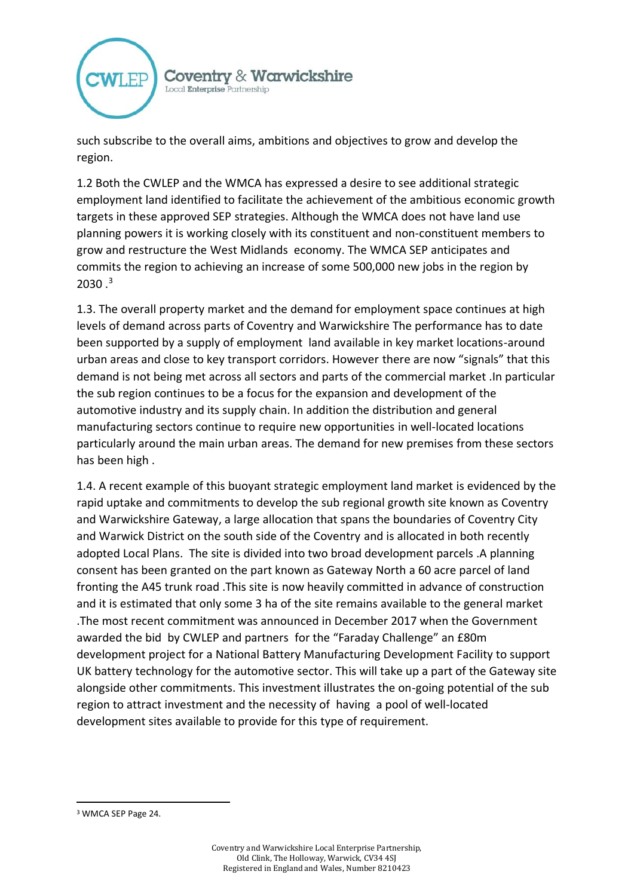such subscribe to the overall aims, ambitions and objectives to grow and develop the region.

1.2 Both the CWLEP and the WMCA has expressed a desire to see additional strategic employment land identified to facilitate the achievement of the ambitious economic growth targets in these approved SEP strategies. Although the WMCA does not have land use planning powers it is working closely with its constituent and non-constituent members to grow and restructure the West Midlands economy. The WMCA SEP anticipates and commits the region to achieving an increase of some 500,000 new jobs in the region by 2030 .[3]

1.3. The overall property market and the demand for employment space continues at high levels of demand across parts of Coventry and Warwickshire The performance has to date been supported by a supply of employment land available in key market locations-around urban areas and close to key transport corridors. However there are now "signals" that this demand is not being met across all sectors and parts of the commercial market .In particular the sub region continues to be a focus for the expansion and development of the automotive industry and its supply chain. In addition the distribution and general manufacturing sectors continue to require new opportunities in well-located locations particularly around the main urban areas. The demand for new premises from these sectors has been high .

1.4. A recent example of this buoyant strategic employment land market is evidenced by the rapid uptake and commitments to develop the sub regional growth site known as Coventry and Warwickshire Gateway, a large allocation that spans the boundaries of Coventry City and Warwick District on the south side of the Coventry and is allocated in both recently adopted Local Plans. The site is divided into two broad development parcels .A planning consent has been granted on the part known as Gateway North a 60 acre parcel of land fronting the A45 trunk road .This site is now heavily committed in advance of construction and it is estimated that only some 3 ha of the site remains available to the general market .The most recent commitment was announced in December 2017 when the Government awarded the bid by CWLEP and partners for the "Faraday Challenge" an £80m development project for a National Battery Manufacturing Development Facility to support UK battery technology for the automotive sector. This will take up a part of the Gateway site alongside other commitments. This investment illustrates the on-going potential of the sub region to attract investment and the necessity of having a pool of well-located development sites available to provide for this type of requirement.

---

[3] WMCA SEP Page 24.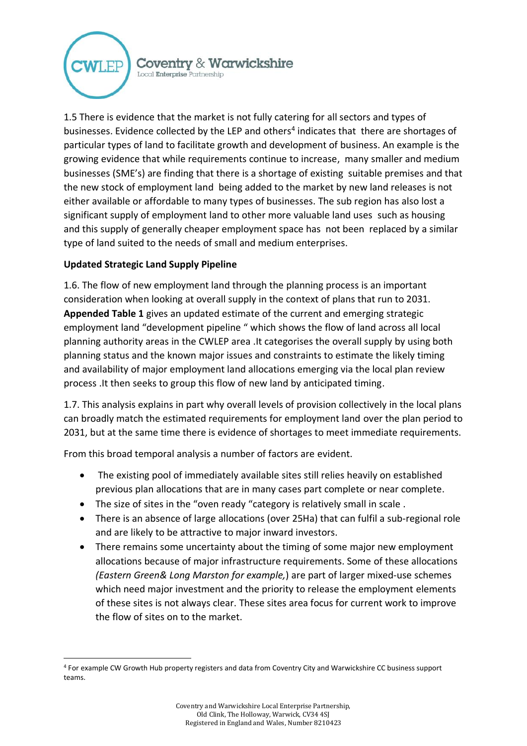1.5 There is evidence that the market is not fully catering for all sectors and types of businesses. Evidence collected by the LEP and others[4] indicates that there are shortages of particular types of land to facilitate growth and development of business. An example is the growing evidence that while requirements continue to increase, many smaller and medium businesses (SME's) are finding that there is a shortage of existing suitable premises and that the new stock of employment land being added to the market by new land releases is not either available or affordable to many types of businesses. The sub region has also lost a significant supply of employment land to other more valuable land uses such as housing and this supply of generally cheaper employment space has not been replaced by a similar type of land suited to the needs of small and medium enterprises.

**Updated Strategic Land Supply Pipeline**

1.6. The flow of new employment land through the planning process is an important consideration when looking at overall supply in the context of plans that run to 2031. **Appended Table 1** gives an updated estimate of the current and emerging strategic employment land "development pipeline " which shows the flow of land across all local planning authority areas in the CWLEP area .It categorises the overall supply by using both planning status and the known major issues and constraints to estimate the likely timing and availability of major employment land allocations emerging via the local plan review process .It then seeks to group this flow of new land by anticipated timing.

1.7. This analysis explains in part why overall levels of provision collectively in the local plans can broadly match the estimated requirements for employment land over the plan period to 2031, but at the same time there is evidence of shortages to meet immediate requirements.

From this broad temporal analysis a number of factors are evident.

- The existing pool of immediately available sites still relies heavily on established previous plan allocations that are in many cases part complete or near complete.
- The size of sites in the "oven ready "category is relatively small in scale .
- There is an absence of large allocations (over 25Ha) that can fulfil a sub-regional role and are likely to be attractive to major inward investors.
- There remains some uncertainty about the timing of some major new employment allocations because of major infrastructure requirements. Some of these allocations *(Eastern Green& Long Marston for example,*) are part of larger mixed-use schemes which need major investment and the priority to release the employment elements of these sites is not always clear. These sites area focus for current work to improve the flow of sites on to the market.

[4] For example CW Growth Hub property registers and data from Coventry City and Warwickshire CC business support teams.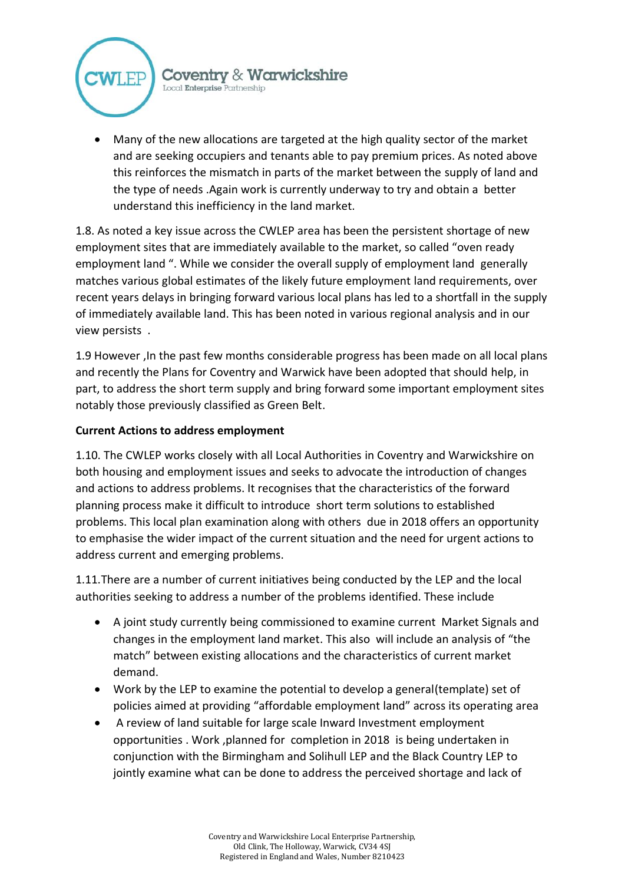- Many of the new allocations are targeted at the high quality sector of the market and are seeking occupiers and tenants able to pay premium prices. As noted above this reinforces the mismatch in parts of the market between the supply of land and the type of needs .Again work is currently underway to try and obtain a better understand this inefficiency in the land market.

1.8. As noted a key issue across the CWLEP area has been the persistent shortage of new employment sites that are immediately available to the market, so called "oven ready employment land ". While we consider the overall supply of employment land generally matches various global estimates of the likely future employment land requirements, over recent years delays in bringing forward various local plans has led to a shortfall in the supply of immediately available land. This has been noted in various regional analysis and in our view persists .

1.9 However ,In the past few months considerable progress has been made on all local plans and recently the Plans for Coventry and Warwick have been adopted that should help, in part, to address the short term supply and bring forward some important employment sites notably those previously classified as Green Belt.

**Current Actions to address employment**

1.10. The CWLEP works closely with all Local Authorities in Coventry and Warwickshire on both housing and employment issues and seeks to advocate the introduction of changes and actions to address problems. It recognises that the characteristics of the forward planning process make it difficult to introduce short term solutions to established problems. This local plan examination along with others due in 2018 offers an opportunity to emphasise the wider impact of the current situation and the need for urgent actions to address current and emerging problems.

1.11.There are a number of current initiatives being conducted by the LEP and the local authorities seeking to address a number of the problems identified. These include

- A joint study currently being commissioned to examine current Market Signals and changes in the employment land market. This also will include an analysis of "the match" between existing allocations and the characteristics of current market demand.
- Work by the LEP to examine the potential to develop a general(template) set of policies aimed at providing "affordable employment land" across its operating area
- A review of land suitable for large scale Inward Investment employment opportunities . Work ,planned for completion in 2018 is being undertaken in conjunction with the Birmingham and Solihull LEP and the Black Country LEP to jointly examine what can be done to address the perceived shortage and lack of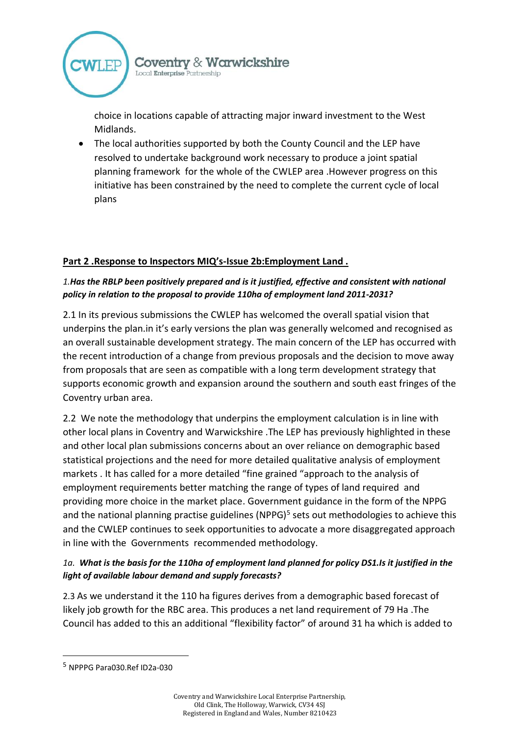choice in locations capable of attracting major inward investment to the West Midlands.

- The local authorities supported by both the County Council and the LEP have resolved to undertake background work necessary to produce a joint spatial planning framework for the whole of the CWLEP area .However progress on this initiative has been constrained by the need to complete the current cycle of local plans

**Part 2 .Response to Inspectors MIQ's-Issue 2b:Employment Land .**

*1.**Has the RBLP been positively prepared and is it justified, effective and consistent with national policy in relation to the proposal to provide 110ha of employment land 2011-2031?***

2.1 In its previous submissions the CWLEP has welcomed the overall spatial vision that underpins the plan.in it's early versions the plan was generally welcomed and recognised as an overall sustainable development strategy. The main concern of the LEP has occurred with the recent introduction of a change from previous proposals and the decision to move away from proposals that are seen as compatible with a long term development strategy that supports economic growth and expansion around the southern and south east fringes of the Coventry urban area.

2.2 We note the methodology that underpins the employment calculation is in line with other local plans in Coventry and Warwickshire .The LEP has previously highlighted in these and other local plan submissions concerns about an over reliance on demographic based statistical projections and the need for more detailed qualitative analysis of employment markets . It has called for a more detailed "fine grained "approach to the analysis of employment requirements better matching the range of types of land required and providing more choice in the market place. Government guidance in the form of the NPPG and the national planning practise guidelines (NPPG)[5] sets out methodologies to achieve this and the CWLEP continues to seek opportunities to advocate a more disaggregated approach in line with the Governments recommended methodology.

*1a. **What is the basis for the 110ha of employment land planned for policy DS1.Is it justified in the light of available labour demand and supply forecasts?***

2.3 As we understand it the 110 ha figures derives from a demographic based forecast of likely job growth for the RBC area. This produces a net land requirement of 79 Ha .The Council has added to this an additional "flexibility factor" of around 31 ha which is added to

---

[5] NPPPG Para030.Ref ID2a-030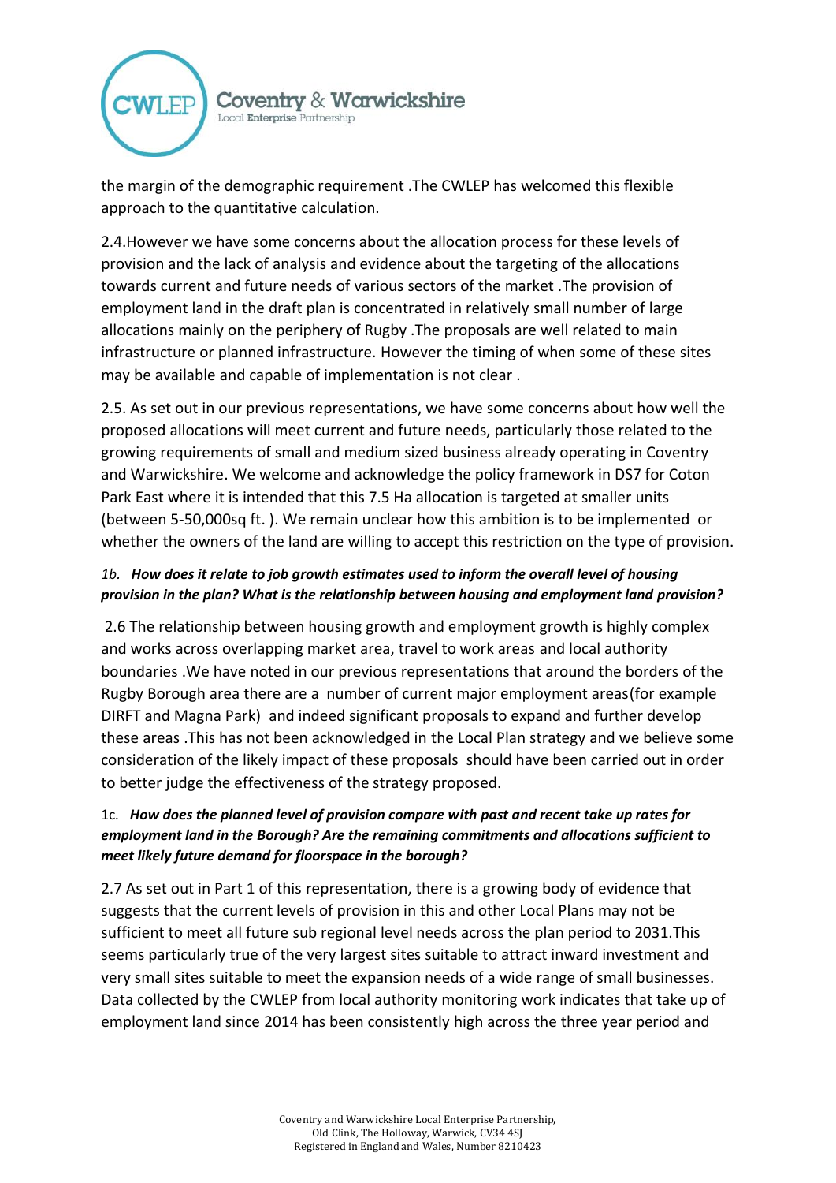the margin of the demographic requirement .The CWLEP has welcomed this flexible approach to the quantitative calculation.

2.4.However we have some concerns about the allocation process for these levels of provision and the lack of analysis and evidence about the targeting of the allocations towards current and future needs of various sectors of the market .The provision of employment land in the draft plan is concentrated in relatively small number of large allocations mainly on the periphery of Rugby .The proposals are well related to main infrastructure or planned infrastructure. However the timing of when some of these sites may be available and capable of implementation is not clear .

2.5. As set out in our previous representations, we have some concerns about how well the proposed allocations will meet current and future needs, particularly those related to the growing requirements of small and medium sized business already operating in Coventry and Warwickshire. We welcome and acknowledge the policy framework in DS7 for Coton Park East where it is intended that this 7.5 Ha allocation is targeted at smaller units (between 5-50,000sq ft. ). We remain unclear how this ambition is to be implemented or whether the owners of the land are willing to accept this restriction on the type of provision.

*1b.* ***How does it relate to job growth estimates used to inform the overall level of housing provision in the plan? What is the relationship between housing and employment land provision?***

2.6 The relationship between housing growth and employment growth is highly complex and works across overlapping market area, travel to work areas and local authority boundaries .We have noted in our previous representations that around the borders of the Rugby Borough area there are a number of current major employment areas(for example DIRFT and Magna Park) and indeed significant proposals to expand and further develop these areas .This has not been acknowledged in the Local Plan strategy and we believe some consideration of the likely impact of these proposals should have been carried out in order to better judge the effectiveness of the strategy proposed.

1c*.* ***How does the planned level of provision compare with past and recent take up rates for employment land in the Borough? Are the remaining commitments and allocations sufficient to meet likely future demand for floorspace in the borough?***

2.7 As set out in Part 1 of this representation, there is a growing body of evidence that suggests that the current levels of provision in this and other Local Plans may not be sufficient to meet all future sub regional level needs across the plan period to 2031.This seems particularly true of the very largest sites suitable to attract inward investment and very small sites suitable to meet the expansion needs of a wide range of small businesses. Data collected by the CWLEP from local authority monitoring work indicates that take up of employment land since 2014 has been consistently high across the three year period and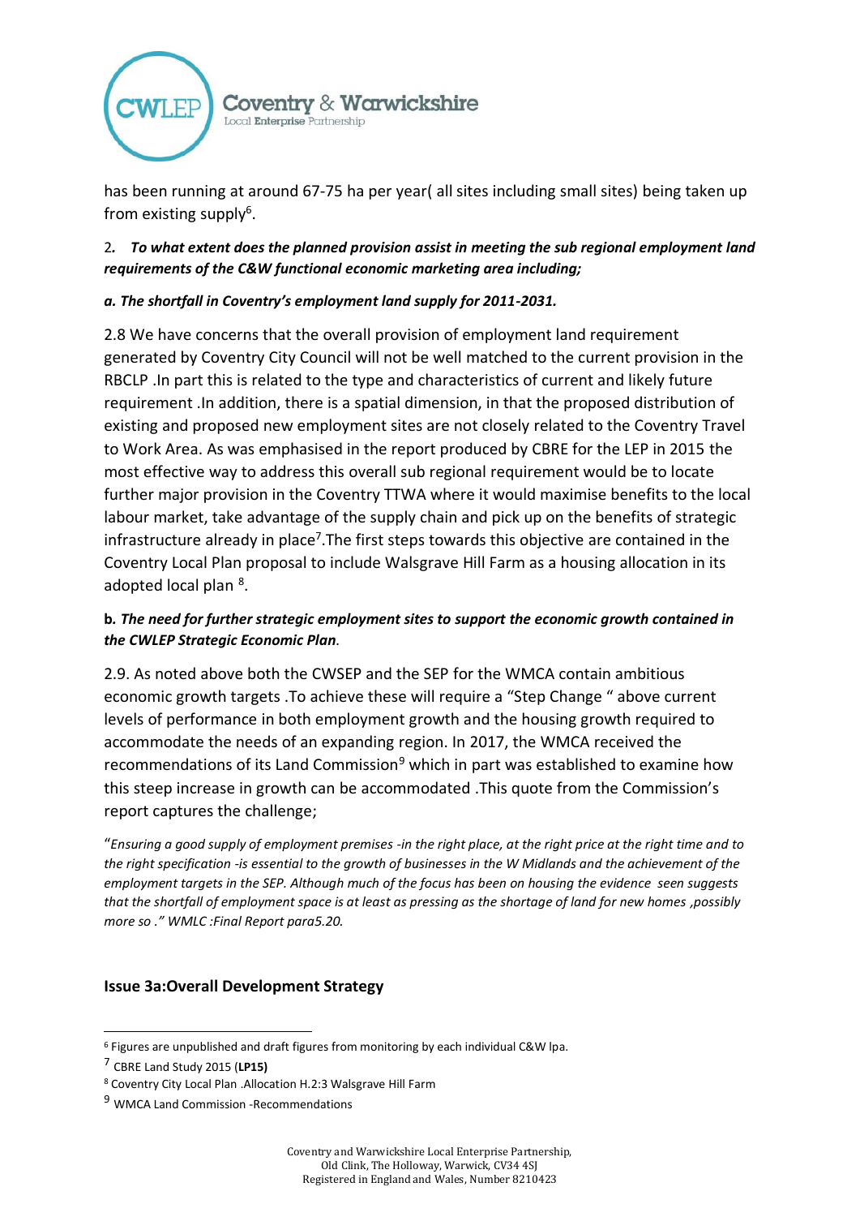has been running at around 67-75 ha per year( all sites including small sites) being taken up from existing supply[6].

2*. To what extent does the planned provision assist in meeting the sub regional employment land requirements of the C&W functional economic marketing area including;*

***a. The shortfall in Coventry's employment land supply for 2011-2031.***

2.8 We have concerns that the overall provision of employment land requirement generated by Coventry City Council will not be well matched to the current provision in the RBCLP .In part this is related to the type and characteristics of current and likely future requirement .In addition, there is a spatial dimension, in that the proposed distribution of existing and proposed new employment sites are not closely related to the Coventry Travel to Work Area. As was emphasised in the report produced by CBRE for the LEP in 2015 the most effective way to address this overall sub regional requirement would be to locate further major provision in the Coventry TTWA where it would maximise benefits to the local labour market, take advantage of the supply chain and pick up on the benefits of strategic infrastructure already in place[7].The first steps towards this objective are contained in the Coventry Local Plan proposal to include Walsgrave Hill Farm as a housing allocation in its adopted local plan [8].

**b.** ***The need for further strategic employment sites to support the economic growth contained in the CWLEP Strategic Economic Plan****.*

2.9. As noted above both the CWSEP and the SEP for the WMCA contain ambitious economic growth targets .To achieve these will require a "Step Change " above current levels of performance in both employment growth and the housing growth required to accommodate the needs of an expanding region. In 2017, the WMCA received the recommendations of its Land Commission[9] which in part was established to examine how this steep increase in growth can be accommodated .This quote from the Commission's report captures the challenge;

"*Ensuring a good supply of employment premises -in the right place, at the right price at the right time and to the right specification -is essential to the growth of businesses in the W Midlands and the achievement of the employment targets in the SEP. Although much of the focus has been on housing the evidence seen suggests that the shortfall of employment space is at least as pressing as the shortage of land for new homes ,possibly more so ." WMLC :Final Report para5.20.*

### Issue 3a:Overall Development Strategy

---

[6] Figures are unpublished and draft figures from monitoring by each individual C&W lpa.

[7] CBRE Land Study 2015 (**LP15)**

[8] Coventry City Local Plan .Allocation H.2:3 Walsgrave Hill Farm

[9] WMCA Land Commission -Recommendations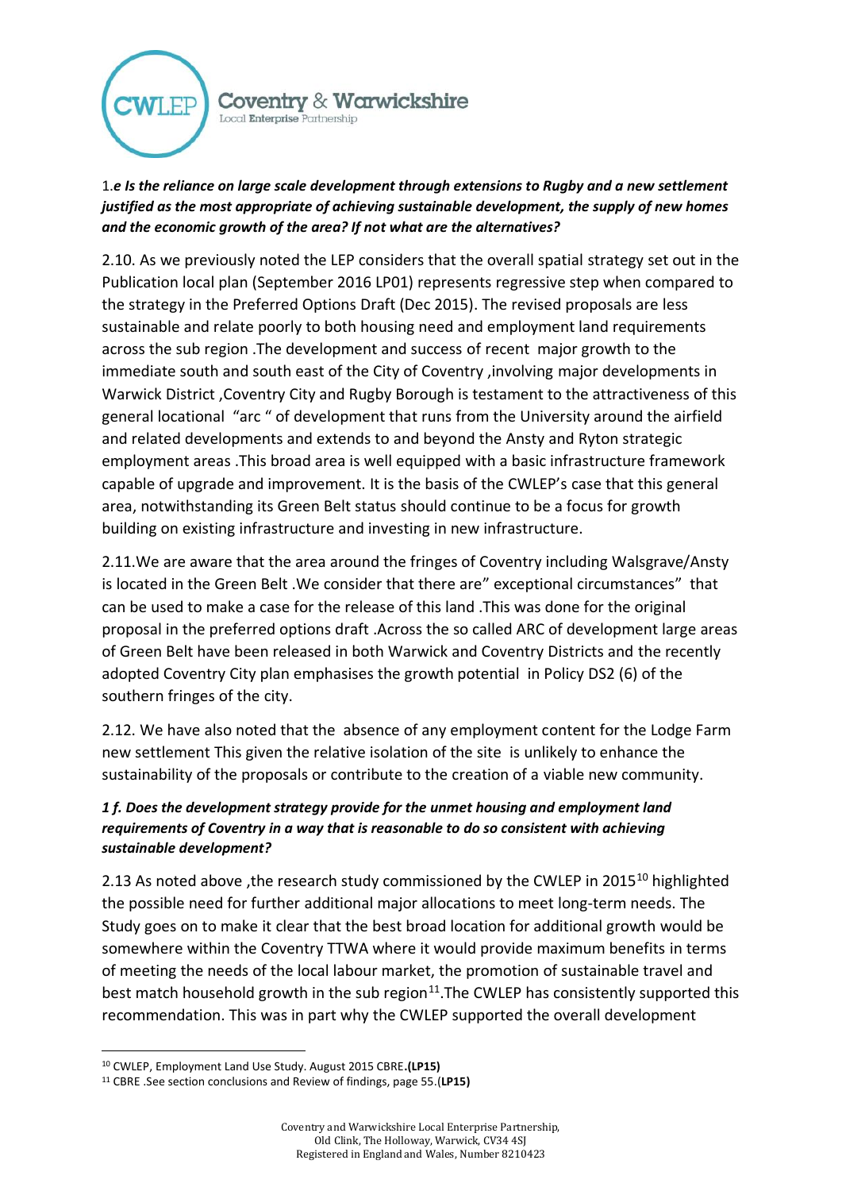1.*e* ***Is the reliance on large scale development through extensions to Rugby and a new settlement justified as the most appropriate of achieving sustainable development, the supply of new homes and the economic growth of the area? If not what are the alternatives?***

2.10. As we previously noted the LEP considers that the overall spatial strategy set out in the Publication local plan (September 2016 LP01) represents regressive step when compared to the strategy in the Preferred Options Draft (Dec 2015). The revised proposals are less sustainable and relate poorly to both housing need and employment land requirements across the sub region .The development and success of recent major growth to the immediate south and south east of the City of Coventry ,involving major developments in Warwick District ,Coventry City and Rugby Borough is testament to the attractiveness of this general locational "arc " of development that runs from the University around the airfield and related developments and extends to and beyond the Ansty and Ryton strategic employment areas .This broad area is well equipped with a basic infrastructure framework capable of upgrade and improvement. It is the basis of the CWLEP's case that this general area, notwithstanding its Green Belt status should continue to be a focus for growth building on existing infrastructure and investing in new infrastructure.

2.11.We are aware that the area around the fringes of Coventry including Walsgrave/Ansty is located in the Green Belt .We consider that there are" exceptional circumstances" that can be used to make a case for the release of this land .This was done for the original proposal in the preferred options draft .Across the so called ARC of development large areas of Green Belt have been released in both Warwick and Coventry Districts and the recently adopted Coventry City plan emphasises the growth potential in Policy DS2 (6) of the southern fringes of the city.

2.12. We have also noted that the absence of any employment content for the Lodge Farm new settlement This given the relative isolation of the site is unlikely to enhance the sustainability of the proposals or contribute to the creation of a viable new community.

***1 f. Does the development strategy provide for the unmet housing and employment land requirements of Coventry in a way that is reasonable to do so consistent with achieving sustainable development?***

2.13 As noted above ,the research study commissioned by the CWLEP in 2015[10] highlighted the possible need for further additional major allocations to meet long-term needs. The Study goes on to make it clear that the best broad location for additional growth would be somewhere within the Coventry TTWA where it would provide maximum benefits in terms of meeting the needs of the local labour market, the promotion of sustainable travel and best match household growth in the sub region[11].The CWLEP has consistently supported this recommendation. This was in part why the CWLEP supported the overall development

[10] CWLEP, Employment Land Use Study. August 2015 CBRE.**(LP15)**

[11] CBRE .See section conclusions and Review of findings, page 55.(**LP15)**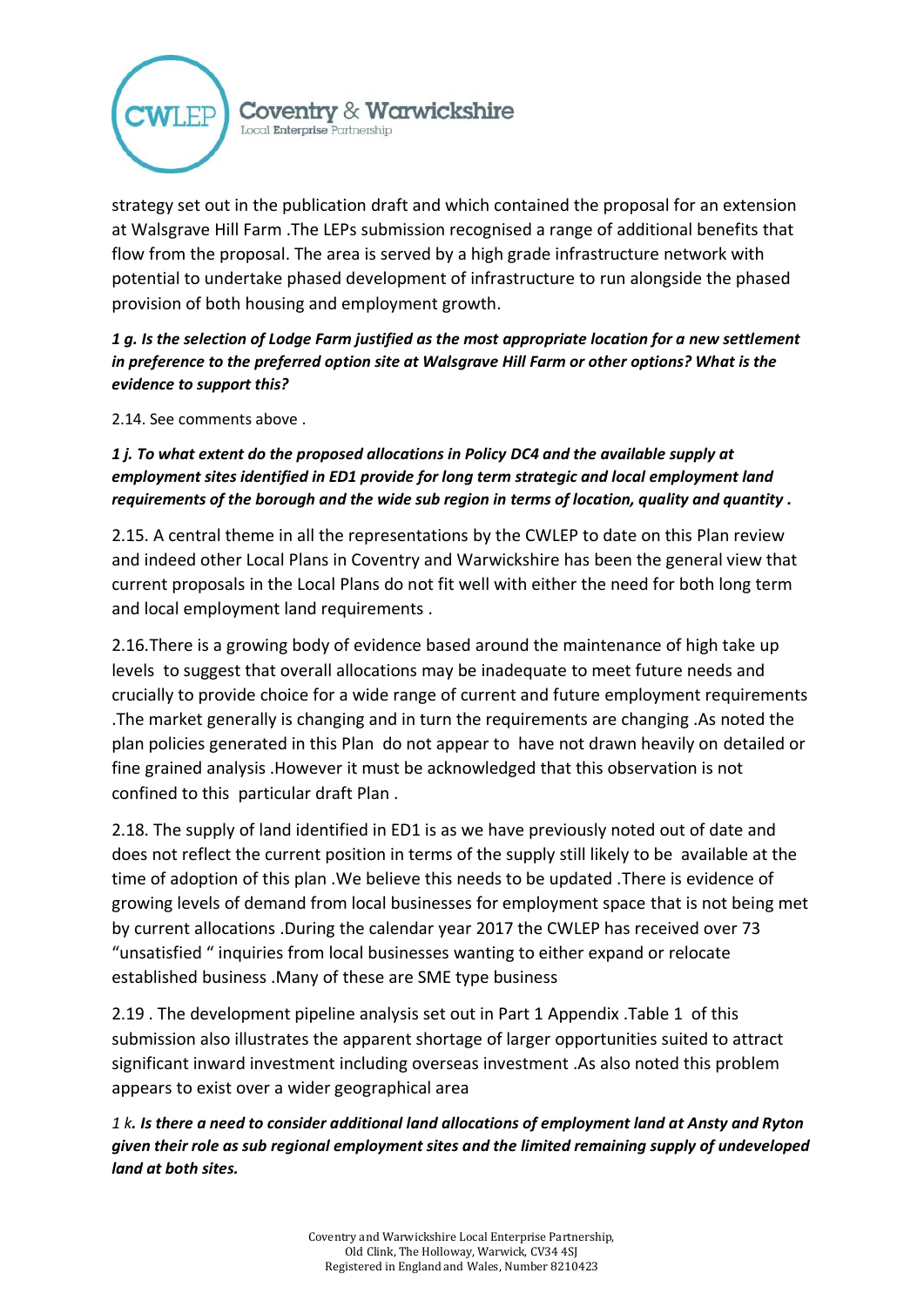strategy set out in the publication draft and which contained the proposal for an extension at Walsgrave Hill Farm .The LEPs submission recognised a range of additional benefits that flow from the proposal. The area is served by a high grade infrastructure network with potential to undertake phased development of infrastructure to run alongside the phased provision of both housing and employment growth.

***1 g. Is the selection of Lodge Farm justified as the most appropriate location for a new settlement in preference to the preferred option site at Walsgrave Hill Farm or other options? What is the evidence to support this?***

2.14. See comments above .

***1 j. To what extent do the proposed allocations in Policy DC4 and the available supply at employment sites identified in ED1 provide for long term strategic and local employment land requirements of the borough and the wide sub region in terms of location, quality and quantity .***

2.15. A central theme in all the representations by the CWLEP to date on this Plan review and indeed other Local Plans in Coventry and Warwickshire has been the general view that current proposals in the Local Plans do not fit well with either the need for both long term and local employment land requirements .

2.16.There is a growing body of evidence based around the maintenance of high take up levels to suggest that overall allocations may be inadequate to meet future needs and crucially to provide choice for a wide range of current and future employment requirements .The market generally is changing and in turn the requirements are changing .As noted the plan policies generated in this Plan do not appear to have not drawn heavily on detailed or fine grained analysis .However it must be acknowledged that this observation is not confined to this particular draft Plan .

2.18. The supply of land identified in ED1 is as we have previously noted out of date and does not reflect the current position in terms of the supply still likely to be available at the time of adoption of this plan .We believe this needs to be updated .There is evidence of growing levels of demand from local businesses for employment space that is not being met by current allocations .During the calendar year 2017 the CWLEP has received over 73 "unsatisfied " inquiries from local businesses wanting to either expand or relocate established business .Many of these are SME type business

2.19 . The development pipeline analysis set out in Part 1 Appendix .Table 1 of this submission also illustrates the apparent shortage of larger opportunities suited to attract significant inward investment including overseas investment .As also noted this problem appears to exist over a wider geographical area

*1 k. **Is there a need to consider additional land allocations of employment land at Ansty and Ryton given their role as sub regional employment sites and the limited remaining supply of undeveloped land at both sites.***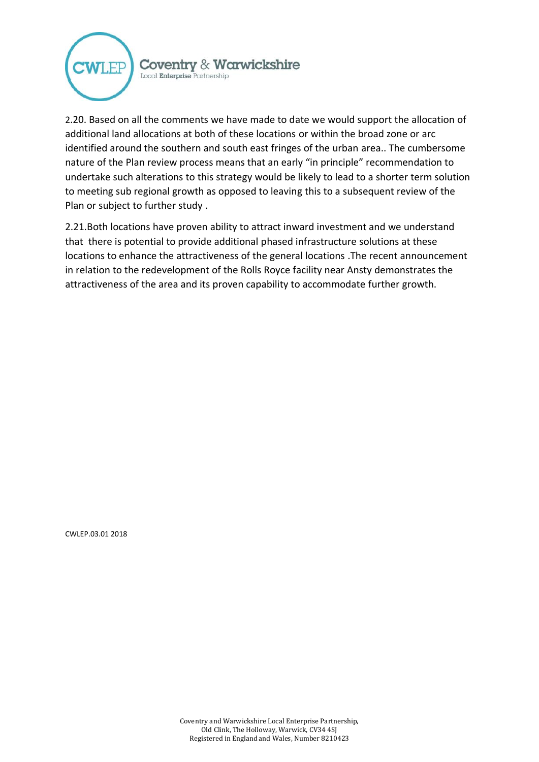2.20. Based on all the comments we have made to date we would support the allocation of additional land allocations at both of these locations or within the broad zone or arc identified around the southern and south east fringes of the urban area.. The cumbersome nature of the Plan review process means that an early "in principle" recommendation to undertake such alterations to this strategy would be likely to lead to a shorter term solution to meeting sub regional growth as opposed to leaving this to a subsequent review of the Plan or subject to further study .

2.21.Both locations have proven ability to attract inward investment and we understand that there is potential to provide additional phased infrastructure solutions at these locations to enhance the attractiveness of the general locations .The recent announcement in relation to the redevelopment of the Rolls Royce facility near Ansty demonstrates the attractiveness of the area and its proven capability to accommodate further growth.

CWLEP.03.01 2018